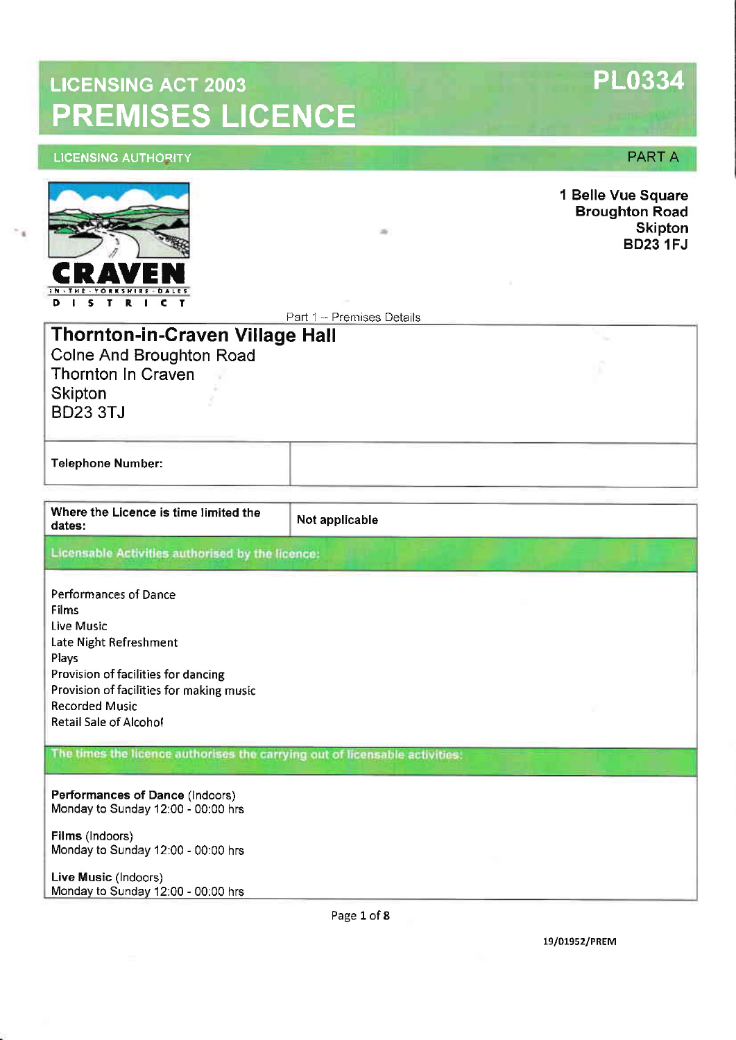# LICENSING ACT 2003

# PREMISES LICENCE

**PL0334**

LICENSING AUTHORITY

PART A

CRAVEN IN THE YORKSHIRE DALES DISTRICT

**1 Belle Vue Square**
**Broughton Road**
**Skipton**
**BD23 1FJ**

Part 1 – Premises Details

| **Thornton-in-Craven Village Hall**<br>Colne And Broughton Road<br>Thornton In Craven<br>Skipton<br>BD23 3TJ | |
|---|---|
| **Telephone Number:** | |

| **Where the Licence is time limited the dates:** | **Not applicable** |
|---|---|

**Licensable Activities authorised by the licence:**

Performances of Dance
Films
Live Music
Late Night Refreshment
Plays
Provision of facilities for dancing
Provision of facilities for making music
Recorded Music
Retail Sale of Alcohol

**The times the licence authorises the carrying out of licensable activities:**

**Performances of Dance** (Indoors)
Monday to Sunday 12:00 - 00:00 hrs

**Films** (Indoors)
Monday to Sunday 12:00 - 00:00 hrs

**Live Music** (Indoors)
Monday to Sunday 12:00 - 00:00 hrs

19/01952/PREM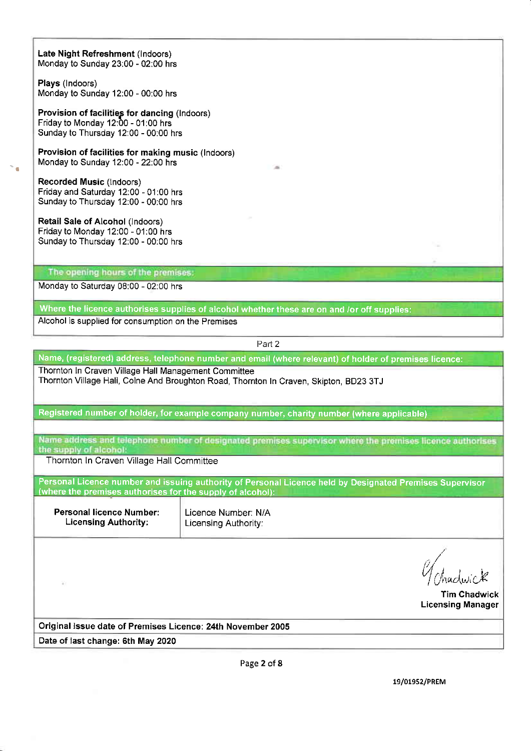**Late Night Refreshment** (Indoors)
Monday to Sunday 23:00 - 02:00 hrs

**Plays** (Indoors)
Monday to Sunday 12:00 - 00:00 hrs

**Provision of facilities for dancing** (Indoors)
Friday to Monday 12:00 - 01:00 hrs
Sunday to Thursday 12:00 - 00:00 hrs

**Provision of facilities for making music** (Indoors)
Monday to Sunday 12:00 - 22:00 hrs

**Recorded Music** (Indoors)
Friday and Saturday 12:00 - 01:00 hrs
Sunday to Thursday 12:00 - 00:00 hrs

**Retail Sale of Alcohol** (Indoors)
Friday to Monday 12:00 - 01:00 hrs
Sunday to Thursday 12:00 - 00:00 hrs

**The opening hours of the premises:**

Monday to Saturday 08:00 - 02:00 hrs

**Where the licence authorises supplies of alcohol whether these are on and /or off supplies:**

Alcohol is supplied for consumption on the Premises

Part 2

**Name, (registered) address, telephone number and email (where relevant) of holder of premises licence:**

Thornton In Craven Village Hall Management Committee
Thornton Village Hall, Colne And Broughton Road, Thornton In Craven, Skipton, BD23 3TJ

**Registered number of holder, for example company number, charity number (where applicable)**

**Name address and telephone number of designated premises supervisor where the premises licence authorises the supply of alcohol:**

Thornton In Craven Village Hall Committee

**Personal Licence number and issuing authority of Personal Licence held by Designated Premises Supervisor (where the premises authorises for the supply of alcohol):**

| **Personal licence Number:** **Licensing Authority:** | Licence Number: N/A Licensing Authority: |
| --- | --- |

Tim Chadwick
**Licensing Manager**

**Original Issue date of Premises Licence: 24th November 2005**

**Date of last change: 6th May 2020**

19/01952/PREM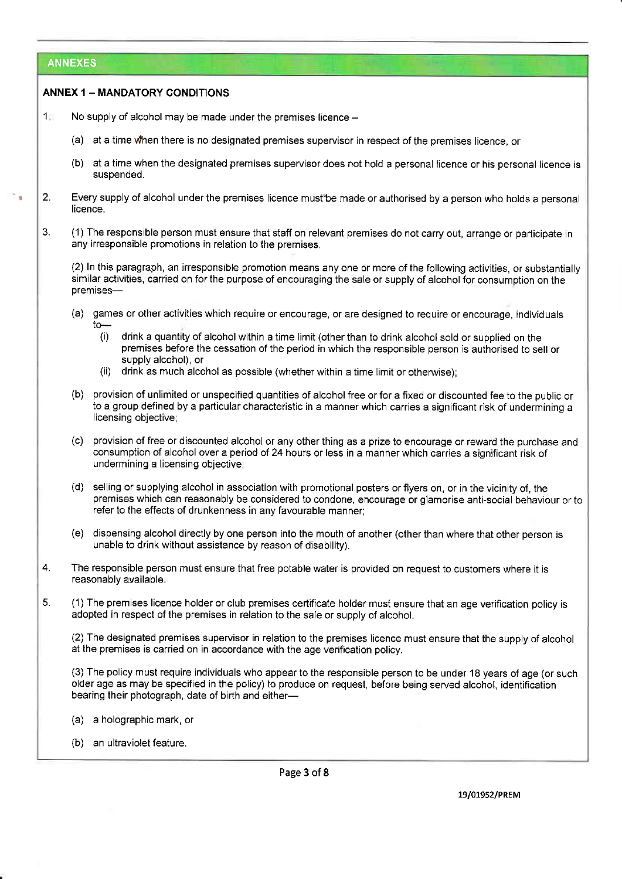## ANNEXES

### ANNEX 1 – MANDATORY CONDITIONS

1. No supply of alcohol may be made under the premises licence –

   (a) at a time when there is no designated premises supervisor in respect of the premises licence, or

   (b) at a time when the designated premises supervisor does not hold a personal licence or his personal licence is suspended.

2. Every supply of alcohol under the premises licence must be made or authorised by a person who holds a personal licence.

3. (1) The responsible person must ensure that staff on relevant premises do not carry out, arrange or participate in any irresponsible promotions in relation to the premises.

   (2) In this paragraph, an irresponsible promotion means any one or more of the following activities, or substantially similar activities, carried on for the purpose of encouraging the sale or supply of alcohol for consumption on the premises—

   (a) games or other activities which require or encourage, or are designed to require or encourage, individuals to—
      (i) drink a quantity of alcohol within a time limit (other than to drink alcohol sold or supplied on the premises before the cessation of the period in which the responsible person is authorised to sell or supply alcohol), or
      (ii) drink as much alcohol as possible (whether within a time limit or otherwise);

   (b) provision of unlimited or unspecified quantities of alcohol free or for a fixed or discounted fee to the public or to a group defined by a particular characteristic in a manner which carries a significant risk of undermining a licensing objective;

   (c) provision of free or discounted alcohol or any other thing as a prize to encourage or reward the purchase and consumption of alcohol over a period of 24 hours or less in a manner which carries a significant risk of undermining a licensing objective;

   (d) selling or supplying alcohol in association with promotional posters or flyers on, or in the vicinity of, the premises which can reasonably be considered to condone, encourage or glamorise anti-social behaviour or to refer to the effects of drunkenness in any favourable manner;

   (e) dispensing alcohol directly by one person into the mouth of another (other than where that other person is unable to drink without assistance by reason of disability).

4. The responsible person must ensure that free potable water is provided on request to customers where it is reasonably available.

5. (1) The premises licence holder or club premises certificate holder must ensure that an age verification policy is adopted in respect of the premises in relation to the sale or supply of alcohol.

   (2) The designated premises supervisor in relation to the premises licence must ensure that the supply of alcohol at the premises is carried on in accordance with the age verification policy.

   (3) The policy must require individuals who appear to the responsible person to be under 18 years of age (or such older age as may be specified in the policy) to produce on request, before being served alcohol, identification bearing their photograph, date of birth and either—

   (a) a holographic mark, or

   (b) an ultraviolet feature.

19/01952/PREM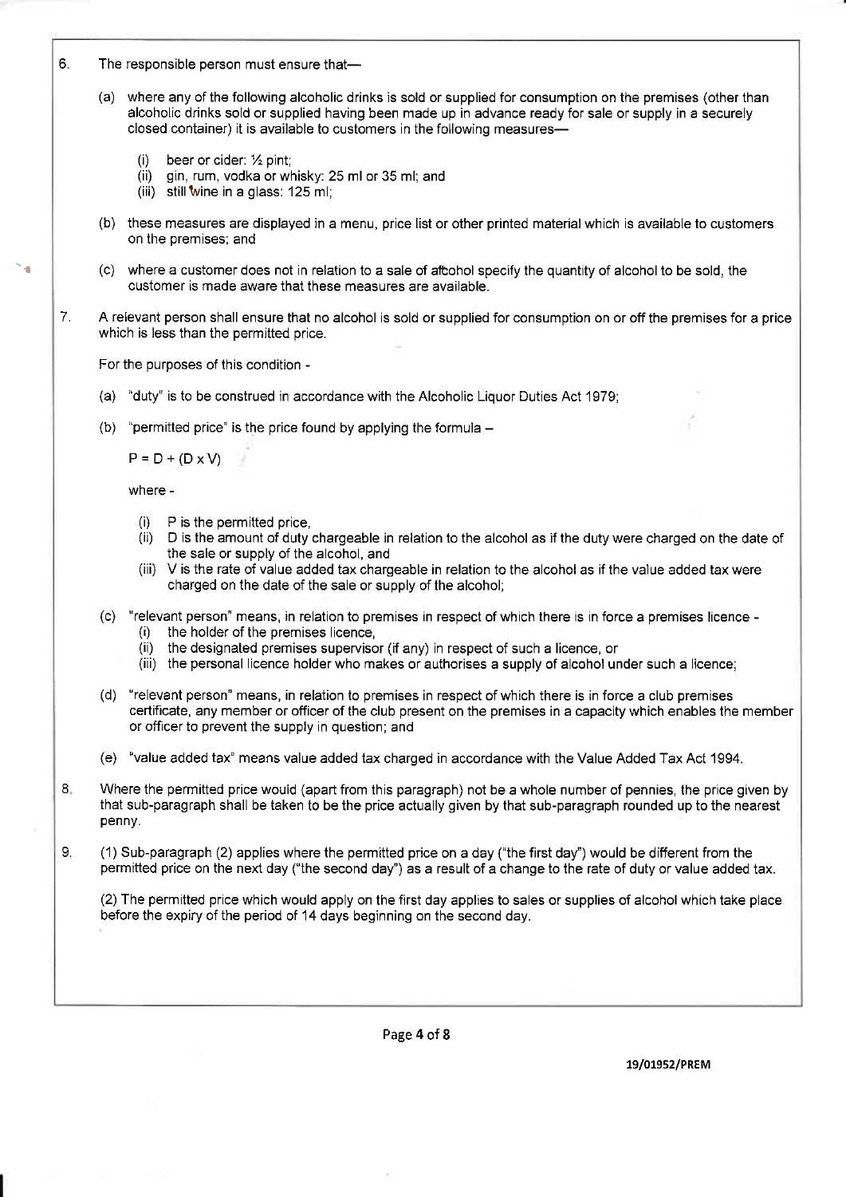6. The responsible person must ensure that—

   (a) where any of the following alcoholic drinks is sold or supplied for consumption on the premises (other than alcoholic drinks sold or supplied having been made up in advance ready for sale or supply in a securely closed container) it is available to customers in the following measures—

      (i) beer or cider: ½ pint;
      (ii) gin, rum, vodka or whisky: 25 ml or 35 ml; and
      (iii) still wine in a glass: 125 ml;

   (b) these measures are displayed in a menu, price list or other printed material which is available to customers on the premises; and

   (c) where a customer does not in relation to a sale of alcohol specify the quantity of alcohol to be sold, the customer is made aware that these measures are available.

7. A relevant person shall ensure that no alcohol is sold or supplied for consumption on or off the premises for a price which is less than the permitted price.

   For the purposes of this condition -

   (a) "duty" is to be construed in accordance with the Alcoholic Liquor Duties Act 1979;

   (b) "permitted price" is the price found by applying the formula –

   $P = D + (D \times V)$

   where -

      (i) P is the permitted price,
      (ii) D is the amount of duty chargeable in relation to the alcohol as if the duty were charged on the date of the sale or supply of the alcohol, and
      (iii) V is the rate of value added tax chargeable in relation to the alcohol as if the value added tax were charged on the date of the sale or supply of the alcohol;

   (c) "relevant person" means, in relation to premises in respect of which there is in force a premises licence -
      (i) the holder of the premises licence,
      (ii) the designated premises supervisor (if any) in respect of such a licence, or
      (iii) the personal licence holder who makes or authorises a supply of alcohol under such a licence;

   (d) "relevant person" means, in relation to premises in respect of which there is in force a club premises certificate, any member or officer of the club present on the premises in a capacity which enables the member or officer to prevent the supply in question; and

   (e) "value added tax" means value added tax charged in accordance with the Value Added Tax Act 1994.

8. Where the permitted price would (apart from this paragraph) not be a whole number of pennies, the price given by that sub-paragraph shall be taken to be the price actually given by that sub-paragraph rounded up to the nearest penny.

9. (1) Sub-paragraph (2) applies where the permitted price on a day ("the first day") would be different from the permitted price on the next day ("the second day") as a result of a change to the rate of duty or value added tax.

   (2) The permitted price which would apply on the first day applies to sales or supplies of alcohol which take place before the expiry of the period of 14 days beginning on the second day.

19/01952/PREM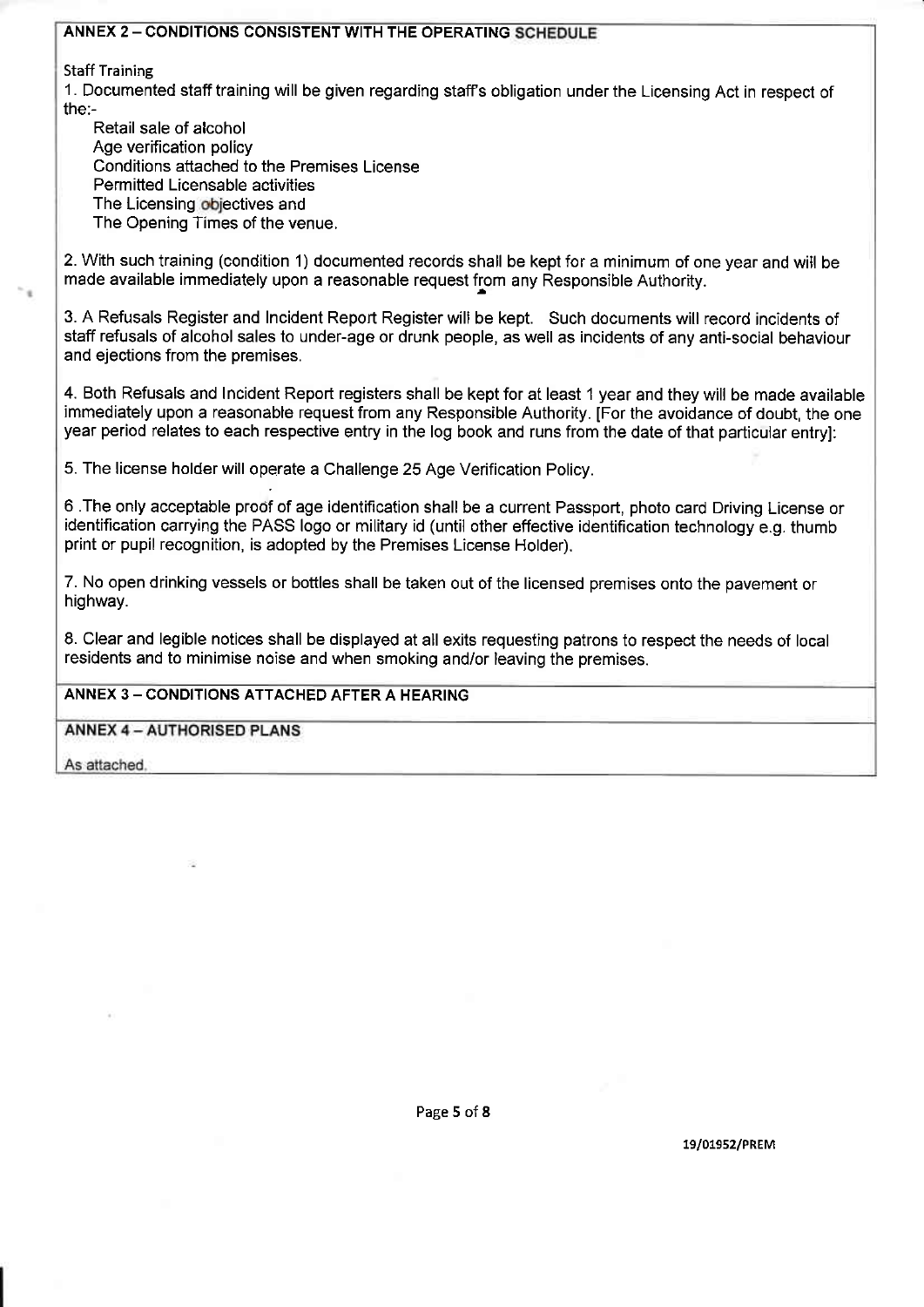## ANNEX 2 – CONDITIONS CONSISTENT WITH THE OPERATING SCHEDULE

Staff Training

1. Documented staff training will be given regarding staff's obligation under the Licensing Act in respect of the:-
   - Retail sale of alcohol
   - Age verification policy
   - Conditions attached to the Premises License
   - Permitted Licensable activities
   - The Licensing objectives and
   - The Opening Times of the venue.

2. With such training (condition 1) documented records shall be kept for a minimum of one year and will be made available immediately upon a reasonable request from any Responsible Authority.

3. A Refusals Register and Incident Report Register will be kept. Such documents will record incidents of staff refusals of alcohol sales to under-age or drunk people, as well as incidents of any anti-social behaviour and ejections from the premises.

4. Both Refusals and Incident Report registers shall be kept for at least 1 year and they will be made available immediately upon a reasonable request from any Responsible Authority. [For the avoidance of doubt, the one year period relates to each respective entry in the log book and runs from the date of that particular entry]:

5. The license holder will operate a Challenge 25 Age Verification Policy.

6. The only acceptable proof of age identification shall be a current Passport, photo card Driving License or identification carrying the PASS logo or military id (until other effective identification technology e.g. thumb print or pupil recognition, is adopted by the Premises License Holder).

7. No open drinking vessels or bottles shall be taken out of the licensed premises onto the pavement or highway.

8. Clear and legible notices shall be displayed at all exits requesting patrons to respect the needs of local residents and to minimise noise and when smoking and/or leaving the premises.

## ANNEX 3 – CONDITIONS ATTACHED AFTER A HEARING

## ANNEX 4 – AUTHORISED PLANS

As attached.

19/01952/PREM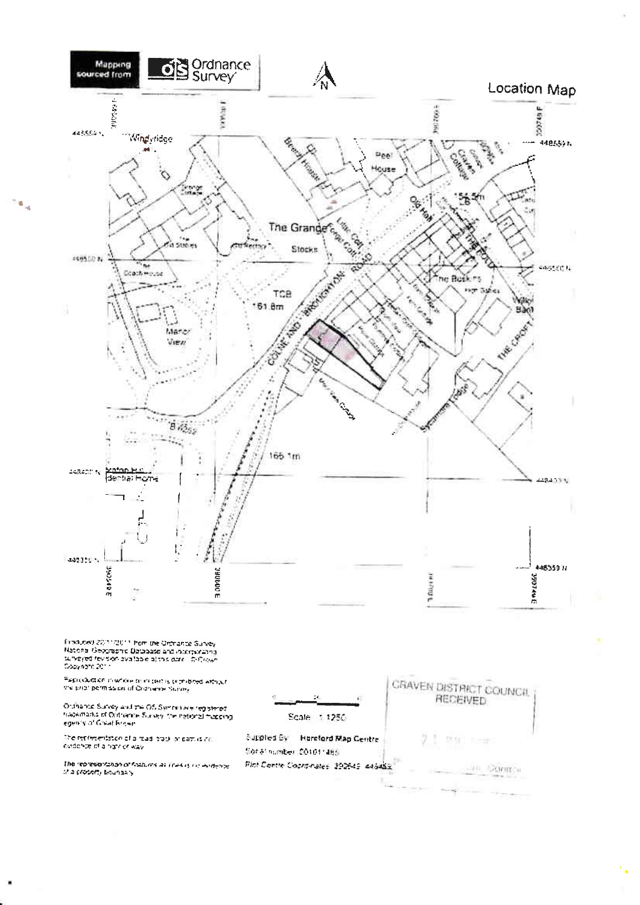Mapping sourced from Ordnance Survey

Location Map

Produced 20/11/2011 from the Ordnance Survey National Geographic Database and incorporating surveyed revision available at this date. © Crown Copyright 2011

Reproduction in whole or in part is prohibited without the prior permission of Ordnance Survey.

Ordnance Survey and the OS Symbol are registered trademarks of Ordnance Survey, the national mapping agency of Great Britain.

The representation of a road, track or path is no evidence of a right of way.

The representation of features as lines is no evidence of a property boundary.

Scale 1:1250

Supplied By: Hereford Map Centre

Serial number: 00101485

Plot Centre Coordinates: 390549 448453

CRAVEN DISTRICT COUNCIL RECEIVED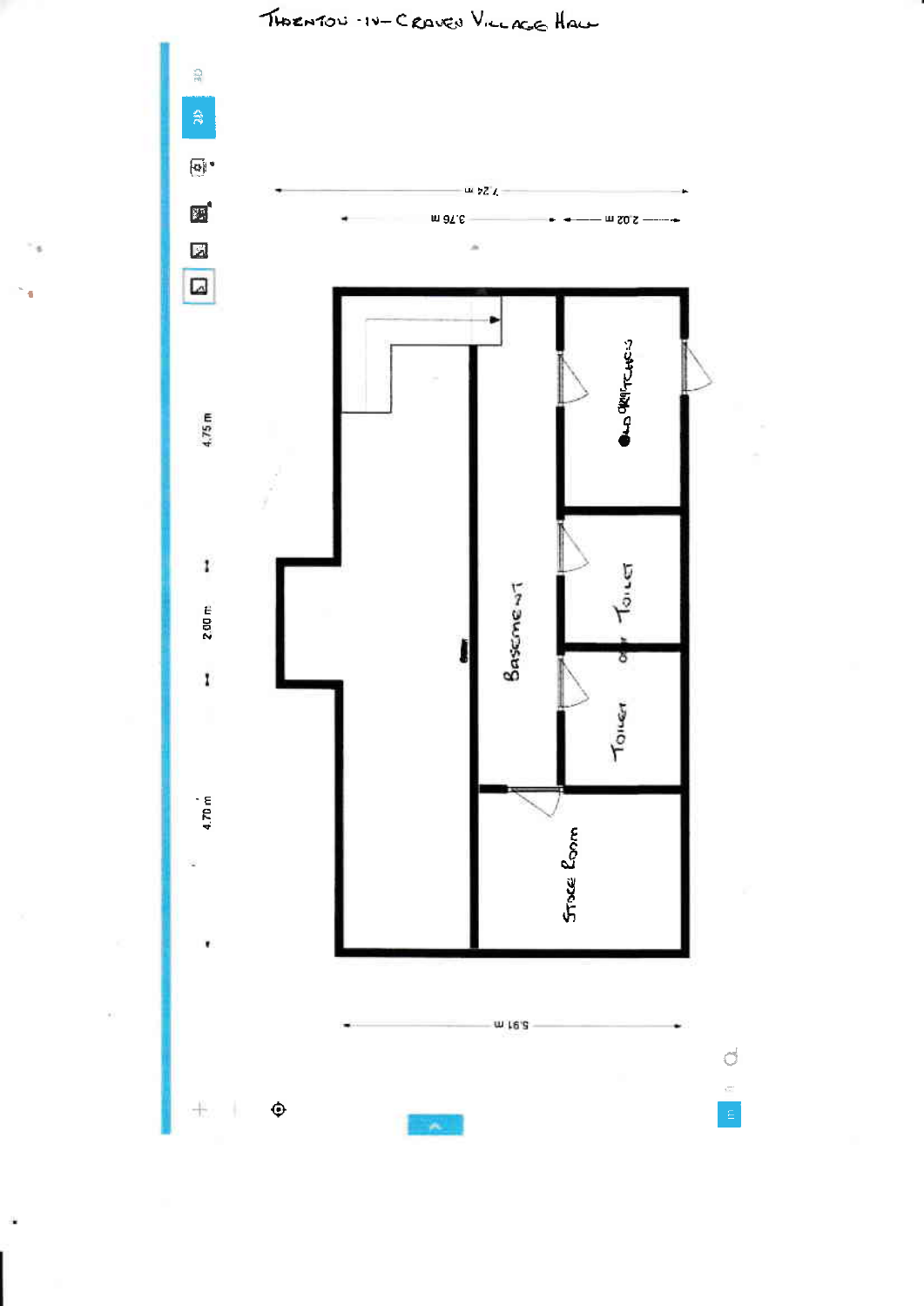# Thornton-in-Craven Village Hall

7.24 m

3.76 m — 2.02 m

4.75 m

2.00 m

4.70 m

5.91 m

Old Kitchen

Toilet

Toilet

Basement

Store Room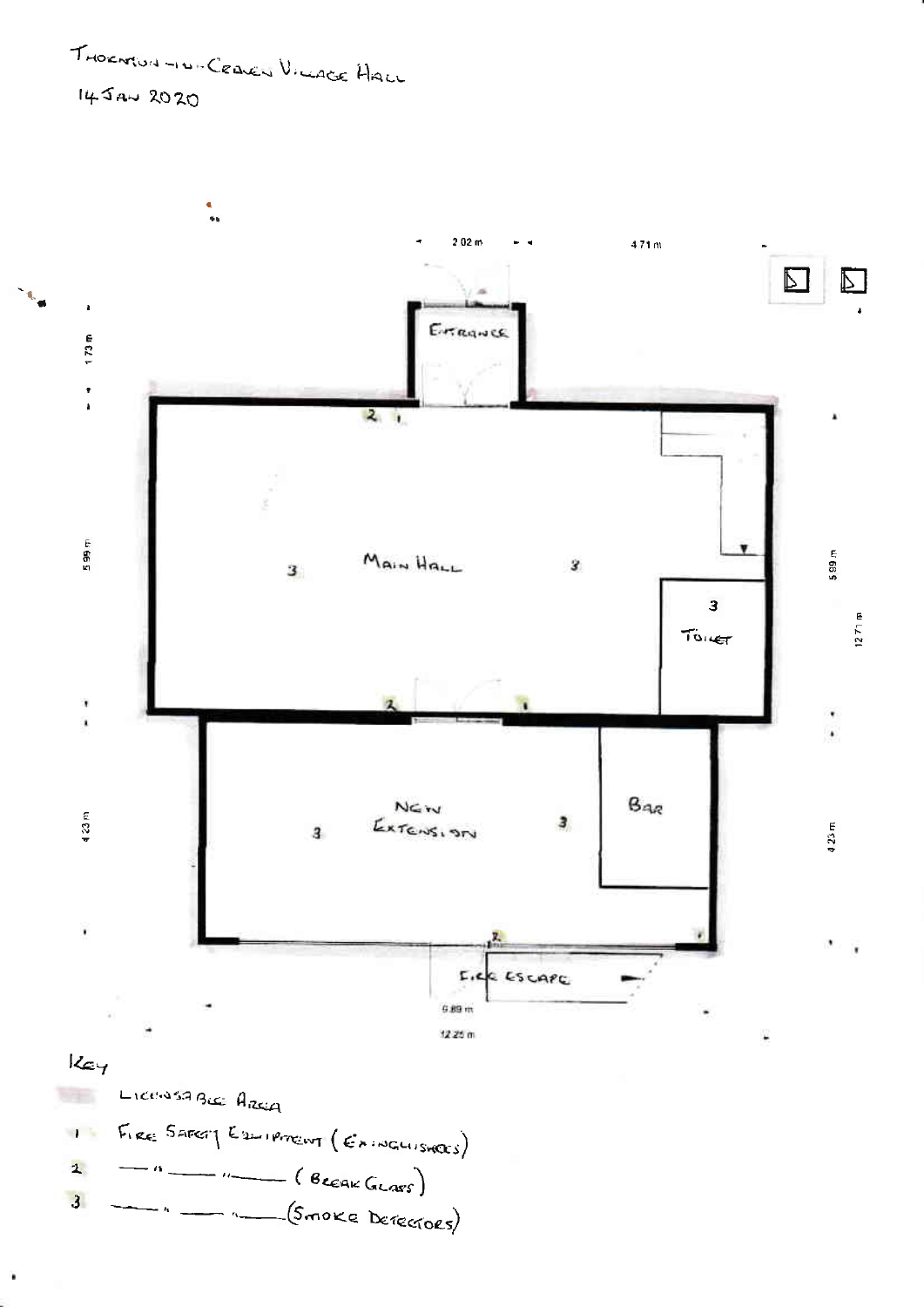Thornton-in-Craven Village Hall

14 Jan 2020

2.02 m

4.71 m

1.73 m

Entrance

2 1

Main Hall

3 3

3

Toilet

5.99 m

5.99 m

12.71 m

2 1

New Extension

3 3

Bar

4.23 m

4.23 m

2 1

Fire Escape

5.89 m

12.25 m

Key

Licensable Area

1 Fire Safety Equipment (Extinguishers)

2 —— " —— " —— (Break Glass)

3 —— " —— " —— (Smoke Detectors)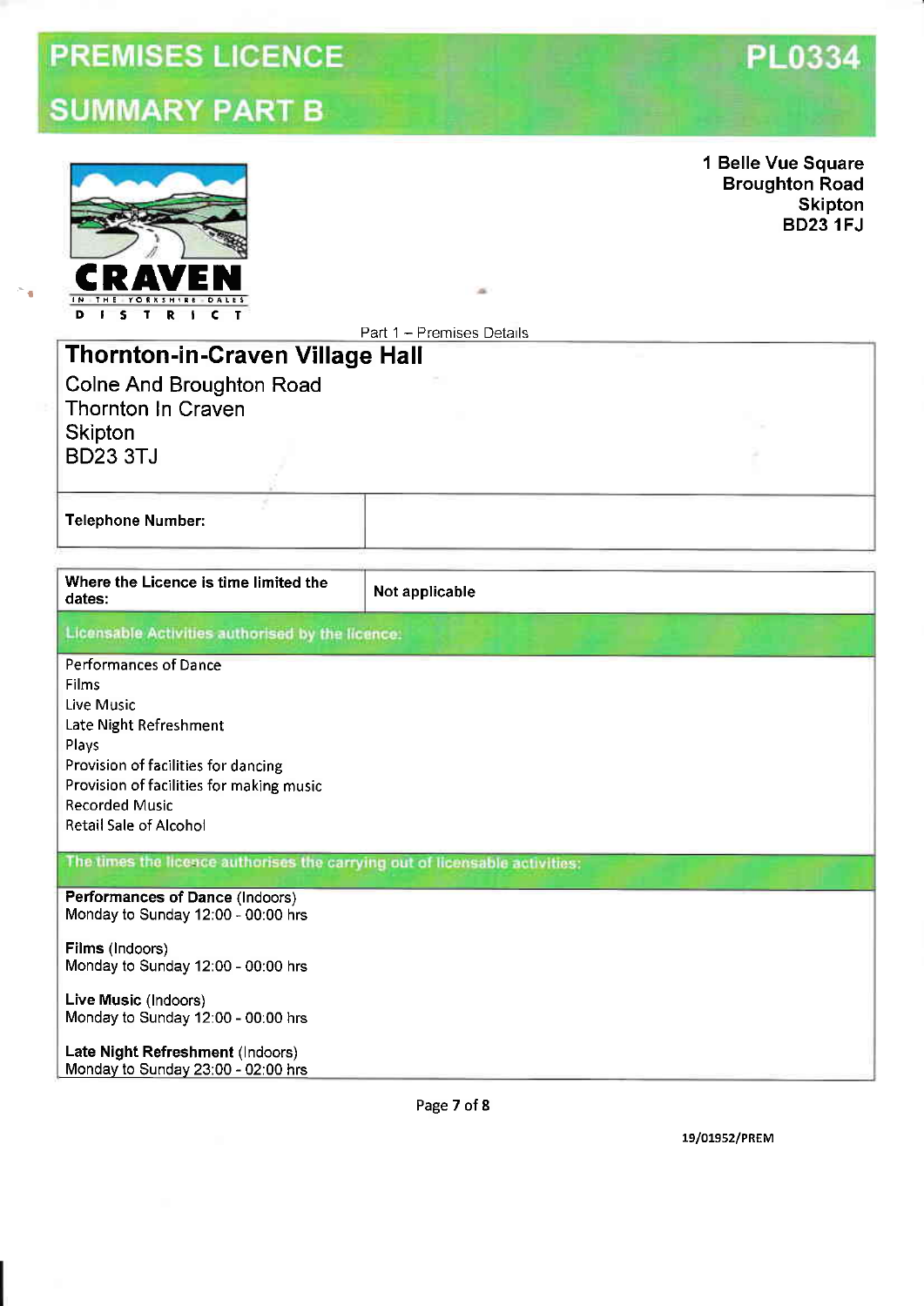# PREMISES LICENCE SUMMARY PART B

**PL0334**

1 Belle Vue Square
Broughton Road
Skipton
BD23 1FJ

CRAVEN IN THE YORKSHIRE DALES DISTRICT

Part 1 – Premises Details

| **Thornton-in-Craven Village Hall**<br>Colne And Broughton Road<br>Thornton In Craven<br>Skipton<br>BD23 3TJ | |
|---|---|
| **Telephone Number:** | |

| **Where the Licence is time limited the dates:** | **Not applicable** |
|---|---|

**Licensable Activities authorised by the licence:**

Performances of Dance
Films
Live Music
Late Night Refreshment
Plays
Provision of facilities for dancing
Provision of facilities for making music
Recorded Music
Retail Sale of Alcohol

**The times the licence authorises the carrying out of licensable activities:**

**Performances of Dance** (Indoors)
Monday to Sunday 12:00 - 00:00 hrs

**Films** (Indoors)
Monday to Sunday 12:00 - 00:00 hrs

**Live Music** (Indoors)
Monday to Sunday 12:00 - 00:00 hrs

**Late Night Refreshment** (Indoors)
Monday to Sunday 23:00 - 02:00 hrs

19/01952/PREM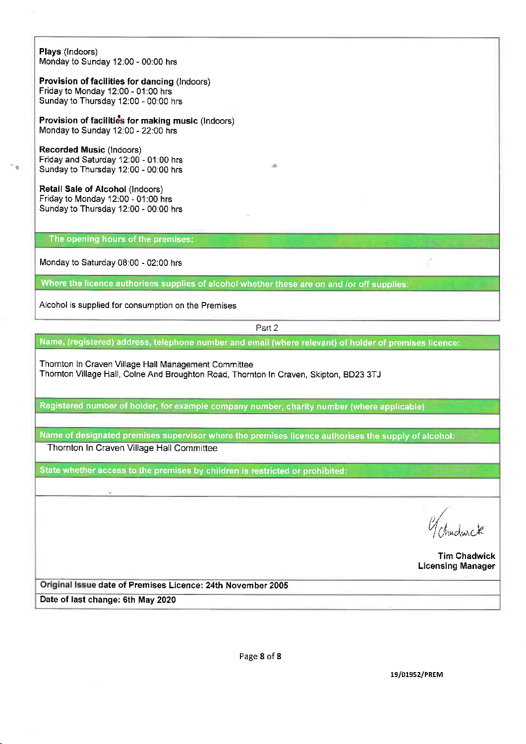**Plays** (Indoors)
Monday to Sunday 12:00 - 00:00 hrs

**Provision of facilities for dancing** (Indoors)
Friday to Monday 12:00 - 01:00 hrs
Sunday to Thursday 12:00 - 00:00 hrs

**Provision of facilities for making music** (Indoors)
Monday to Sunday 12:00 - 22:00 hrs

**Recorded Music** (Indoors)
Friday and Saturday 12:00 - 01:00 hrs
Sunday to Thursday 12:00 - 00:00 hrs

**Retail Sale of Alcohol** (Indoors)
Friday to Monday 12:00 - 01:00 hrs
Sunday to Thursday 12:00 - 00:00 hrs

**The opening hours of the premises:**

Monday to Saturday 08:00 - 02:00 hrs

**Where the licence authorises supplies of alcohol whether these are on and /or off supplies:**

Alcohol is supplied for consumption on the Premises

Part 2

**Name, (registered) address, telephone number and email (where relevant) of holder of premises licence:**

Thornton In Craven Village Hall Management Committee
Thornton Village Hall, Colne And Broughton Road, Thornton In Craven, Skipton, BD23 3TJ

**Registered number of holder, for example company number, charity number (where applicable)**

**Name of designated premises supervisor where the premises licence authorises the supply of alcohol:**

Thornton In Craven Village Hall Committee

**State whether access to the premises by children is restricted or prohibited:**

T Chadwick

**Tim Chadwick**
**Licensing Manager**

**Original Issue date of Premises Licence: 24th November 2005**

**Date of last change: 6th May 2020**

19/01952/PREM